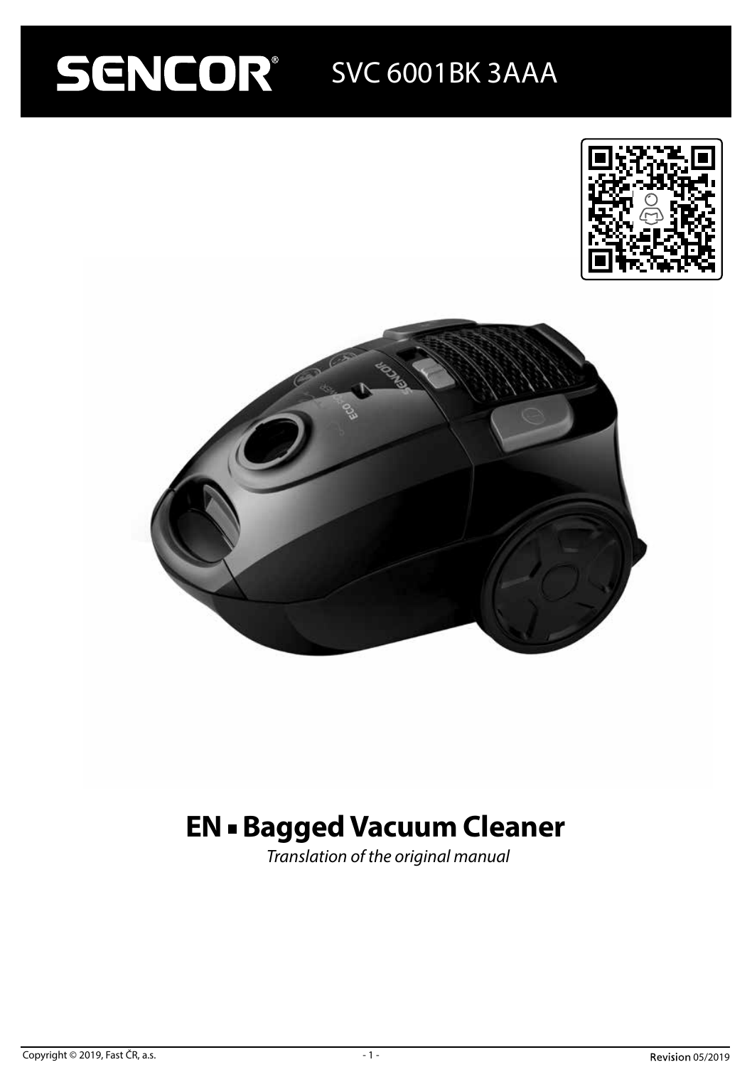# SENCOR® SVC 6001BK 3AAA

## EN ▪ Bagged Vacuum Cleaner

*Translation of the original manual*

Copyright © 2019, Fast ČR, a.s.

Revision 05/2019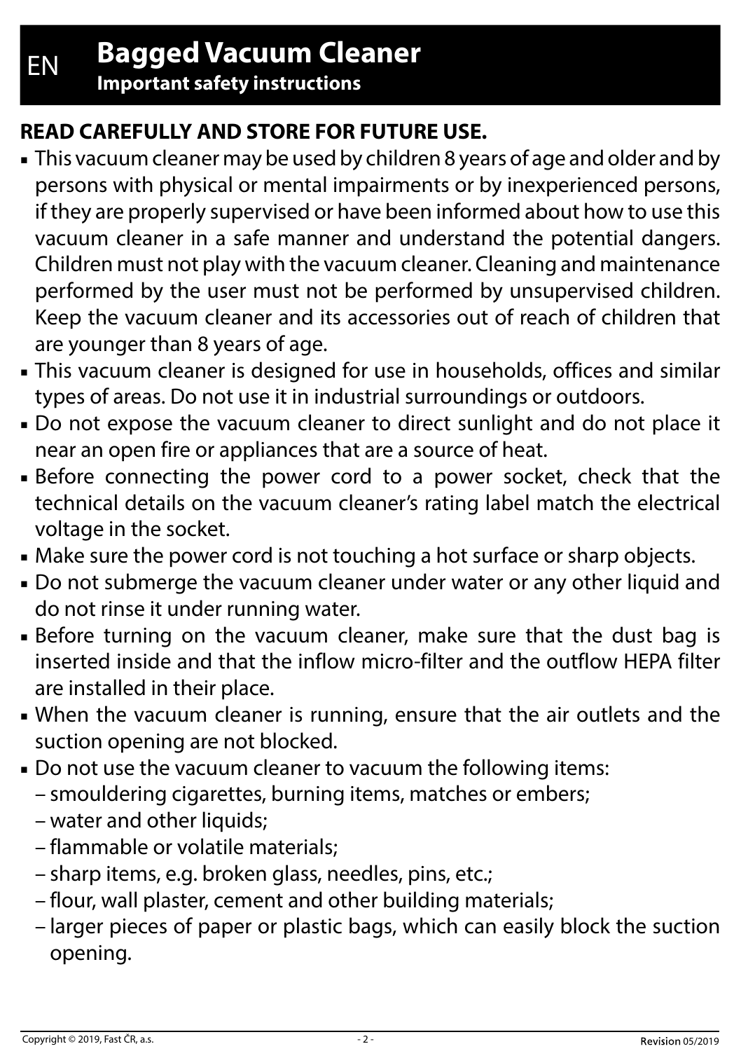EN

# Bagged Vacuum Cleaner

**Important safety instructions**

**READ CAREFULLY AND STORE FOR FUTURE USE.**

- This vacuum cleaner may be used by children 8 years of age and older and by persons with physical or mental impairments or by inexperienced persons, if they are properly supervised or have been informed about how to use this vacuum cleaner in a safe manner and understand the potential dangers. Children must not play with the vacuum cleaner. Cleaning and maintenance performed by the user must not be performed by unsupervised children. Keep the vacuum cleaner and its accessories out of reach of children that are younger than 8 years of age.
- This vacuum cleaner is designed for use in households, offices and similar types of areas. Do not use it in industrial surroundings or outdoors.
- Do not expose the vacuum cleaner to direct sunlight and do not place it near an open fire or appliances that are a source of heat.
- Before connecting the power cord to a power socket, check that the technical details on the vacuum cleaner's rating label match the electrical voltage in the socket.
- Make sure the power cord is not touching a hot surface or sharp objects.
- Do not submerge the vacuum cleaner under water or any other liquid and do not rinse it under running water.
- Before turning on the vacuum cleaner, make sure that the dust bag is inserted inside and that the inflow micro-filter and the outflow HEPA filter are installed in their place.
- When the vacuum cleaner is running, ensure that the air outlets and the suction opening are not blocked.
- Do not use the vacuum cleaner to vacuum the following items:
  - smouldering cigarettes, burning items, matches or embers;
  - water and other liquids;
  - flammable or volatile materials;
  - sharp items, e.g. broken glass, needles, pins, etc.;
  - flour, wall plaster, cement and other building materials;
  - larger pieces of paper or plastic bags, which can easily block the suction opening.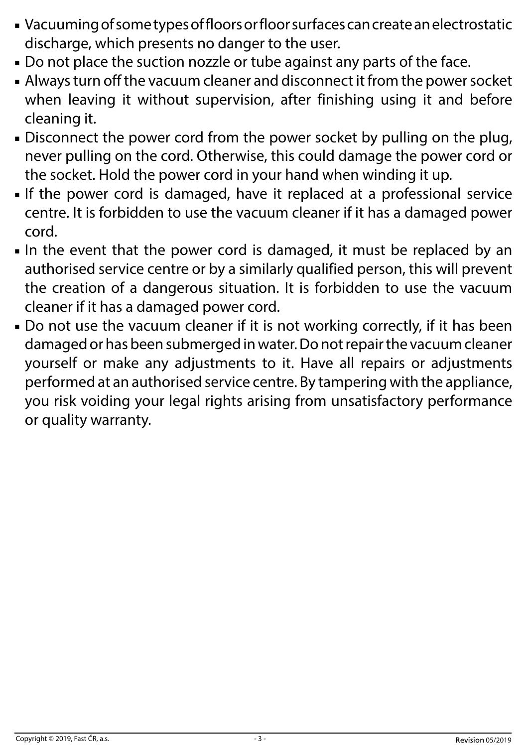- Vacuuming of some types of floors or floor surfaces can create an electrostatic discharge, which presents no danger to the user.
- Do not place the suction nozzle or tube against any parts of the face.
- Always turn off the vacuum cleaner and disconnect it from the power socket when leaving it without supervision, after finishing using it and before cleaning it.
- Disconnect the power cord from the power socket by pulling on the plug, never pulling on the cord. Otherwise, this could damage the power cord or the socket. Hold the power cord in your hand when winding it up.
- If the power cord is damaged, have it replaced at a professional service centre. It is forbidden to use the vacuum cleaner if it has a damaged power cord.
- In the event that the power cord is damaged, it must be replaced by an authorised service centre or by a similarly qualified person, this will prevent the creation of a dangerous situation. It is forbidden to use the vacuum cleaner if it has a damaged power cord.
- Do not use the vacuum cleaner if it is not working correctly, if it has been damaged or has been submerged in water. Do not repair the vacuum cleaner yourself or make any adjustments to it. Have all repairs or adjustments performed at an authorised service centre. By tampering with the appliance, you risk voiding your legal rights arising from unsatisfactory performance or quality warranty.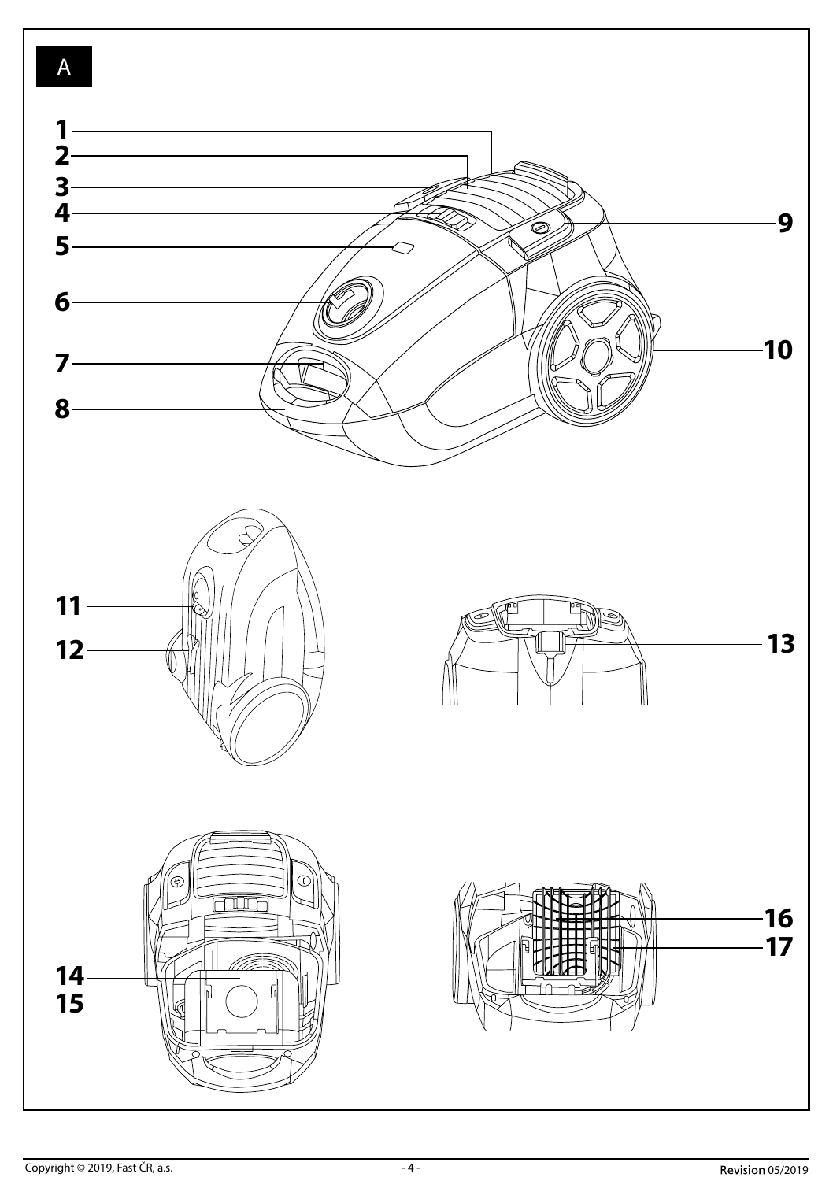A

1
2
3
4
5
6
7
8
9
10
11
12
13
14
15
16
17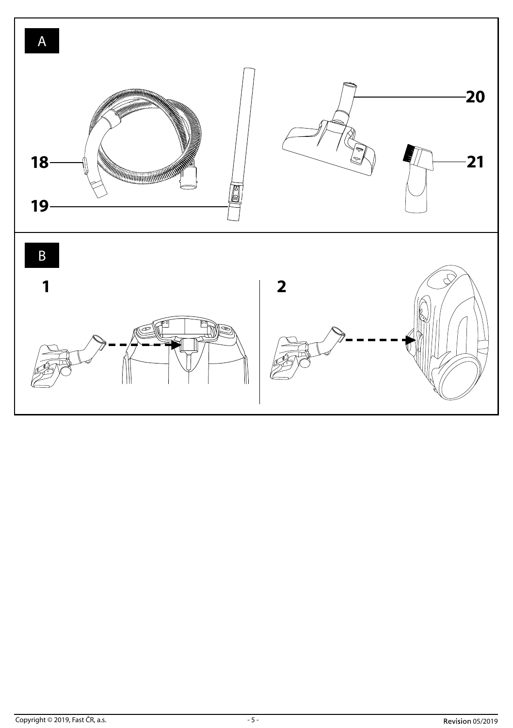A

18

19

20

21

B

1

2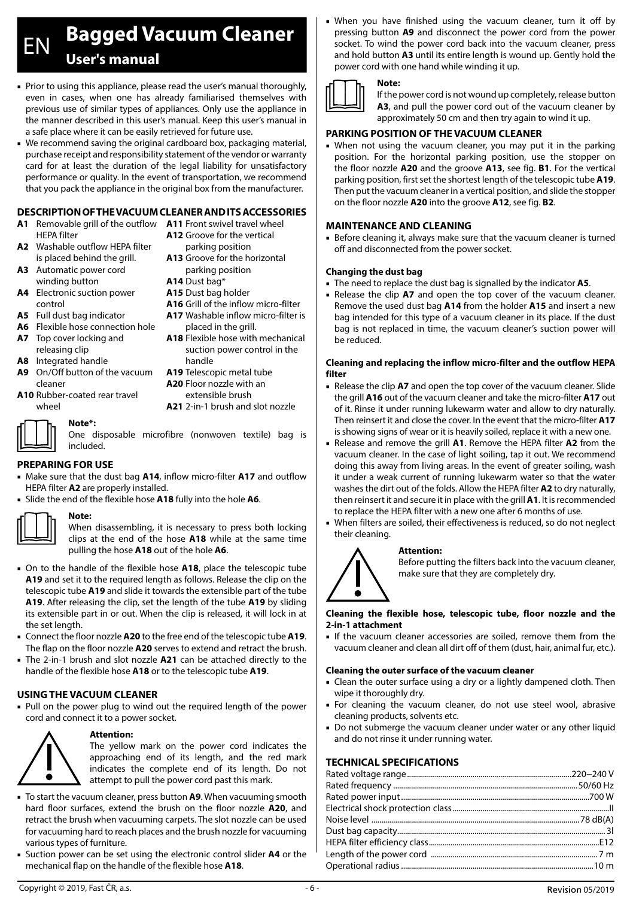# EN Bagged Vacuum Cleaner

## User's manual

- Prior to using this appliance, please read the user's manual thoroughly, even in cases, when one has already familiarised themselves with previous use of similar types of appliances. Only use the appliance in the manner described in this user's manual. Keep this user's manual in a safe place where it can be easily retrieved for future use.
- We recommend saving the original cardboard box, packaging material, purchase receipt and responsibility statement of the vendor or warranty card for at least the duration of the legal liability for unsatisfactory performance or quality. In the event of transportation, we recommend that you pack the appliance in the original box from the manufacturer.

### DESCRIPTION OF THE VACUUM CLEANER AND ITS ACCESSORIES

**A1** Removable grill of the outflow HEPA filter
**A2** Washable outflow HEPA filter is placed behind the grill.
**A3** Automatic power cord winding button
**A4** Electronic suction power control
**A5** Full dust bag indicator
**A6** Flexible hose connection hole
**A7** Top cover locking and releasing clip
**A8** Integrated handle
**A9** On/Off button of the vacuum cleaner
**A10** Rubber-coated rear travel wheel
**A11** Front swivel travel wheel
**A12** Groove for the vertical parking position
**A13** Groove for the horizontal parking position
**A14** Dust bag*
**A15** Dust bag holder
**A16** Grill of the inflow micro-filter
**A17** Washable inflow micro-filter is placed in the grill.
**A18** Flexible hose with mechanical suction power control in the handle
**A19** Telescopic metal tube
**A20** Floor nozzle with an extensible brush
**A21** 2-in-1 brush and slot nozzle

**Note*:**
One disposable microfibre (nonwoven textile) bag is included.

### PREPARING FOR USE

- Make sure that the dust bag **A14**, inflow micro-filter **A17** and outflow HEPA filter **A2** are properly installed.
- Slide the end of the flexible hose **A18** fully into the hole **A6**.

**Note:**
When disassembling, it is necessary to press both locking clips at the end of the hose **A18** while at the same time pulling the hose **A18** out of the hole **A6**.

- On to the handle of the flexible hose **A18**, place the telescopic tube **A19** and set it to the required length as follows. Release the clip on the telescopic tube **A19** and slide it towards the extensible part of the tube **A19**. After releasing the clip, set the length of the tube **A19** by sliding its extensible part in or out. When the clip is released, it will lock in at the set length.
- Connect the floor nozzle **A20** to the free end of the telescopic tube **A19**. The flap on the floor nozzle **A20** serves to extend and retract the brush.
- The 2-in-1 brush and slot nozzle **A21** can be attached directly to the handle of the flexible hose **A18** or to the telescopic tube **A19**.

### USING THE VACUUM CLEANER

- Pull on the power plug to wind out the required length of the power cord and connect it to a power socket.

**Attention:**
The yellow mark on the power cord indicates the approaching end of its length, and the red mark indicates the complete end of its length. Do not attempt to pull the power cord past this mark.

- To start the vacuum cleaner, press button **A9**. When vacuuming smooth hard floor surfaces, extend the brush on the floor nozzle **A20**, and retract the brush when vacuuming carpets. The slot nozzle can be used for vacuuming hard to reach places and the brush nozzle for vacuuming various types of furniture.
- Suction power can be set using the electronic control slider **A4** or the mechanical flap on the handle of the flexible hose **A18**.
- When you have finished using the vacuum cleaner, turn it off by pressing button **A9** and disconnect the power cord from the power socket. To wind the power cord back into the vacuum cleaner, press and hold button **A3** until its entire length is wound up. Gently hold the power cord with one hand while winding it up.

**Note:**
If the power cord is not wound up completely, release button **A3**, and pull the power cord out of the vacuum cleaner by approximately 50 cm and then try again to wind it up.

### PARKING POSITION OF THE VACUUM CLEANER

- When not using the vacuum cleaner, you may put it in the parking position. For the horizontal parking position, use the stopper on the floor nozzle **A20** and the groove **A13**, see fig. **B1**. For the vertical parking position, first set the shortest length of the telescopic tube **A19**. Then put the vacuum cleaner in a vertical position, and slide the stopper on the floor nozzle **A20** into the groove **A12**, see fig. **B2**.

### MAINTENANCE AND CLEANING

- Before cleaning it, always make sure that the vacuum cleaner is turned off and disconnected from the power socket.

#### Changing the dust bag

- The need to replace the dust bag is signalled by the indicator **A5**.
- Release the clip **A7** and open the top cover of the vacuum cleaner. Remove the used dust bag **A14** from the holder **A15** and insert a new bag intended for this type of a vacuum cleaner in its place. If the dust bag is not replaced in time, the vacuum cleaner's suction power will be reduced.

#### Cleaning and replacing the inflow micro-filter and the outflow HEPA filter

- Release the clip **A7** and open the top cover of the vacuum cleaner. Slide the grill **A16** out of the vacuum cleaner and take the micro-filter **A17** out of it. Rinse it under running lukewarm water and allow to dry naturally. Then reinsert it and close the cover. In the event that the micro-filter **A17** is showing signs of wear or it is heavily soiled, replace it with a new one.
- Release and remove the grill **A1**. Remove the HEPA filter **A2** from the vacuum cleaner. In the case of light soiling, tap it out. We recommend doing this away from living areas. In the event of greater soiling, wash it under a weak current of running lukewarm water so that the water washes the dirt out of the folds. Allow the HEPA filter **A2** to dry naturally, then reinsert it and secure it in place with the grill **A1**. It is recommended to replace the HEPA filter with a new one after 6 months of use.
- When filters are soiled, their effectiveness is reduced, so do not neglect their cleaning.

**Attention:**
Before putting the filters back into the vacuum cleaner, make sure that they are completely dry.

#### Cleaning the flexible hose, telescopic tube, floor nozzle and the 2-in-1 attachment

- If the vacuum cleaner accessories are soiled, remove them from the vacuum cleaner and clean all dirt off of them (dust, hair, animal fur, etc.).

#### Cleaning the outer surface of the vacuum cleaner

- Clean the outer surface using a dry or a lightly dampened cloth. Then wipe it thoroughly dry.
- For cleaning the vacuum cleaner, do not use steel wool, abrasive cleaning products, solvents etc.
- Do not submerge the vacuum cleaner under water or any other liquid and do not rinse it under running water.

### TECHNICAL SPECIFICATIONS

| | |
|---|---|
| Rated voltage range | 220–240 V |
| Rated frequency | 50/60 Hz |
| Rated power input | 700 W |
| Electrical shock protection class | II |
| Noise level | 78 dB(A) |
| Dust bag capacity | 3l |
| HEPA filter efficiency class | E12 |
| Length of the power cord | 7 m |
| Operational radius | 10 m |

Copyright © 2019, Fast ČR, a.s. Revision 05/2019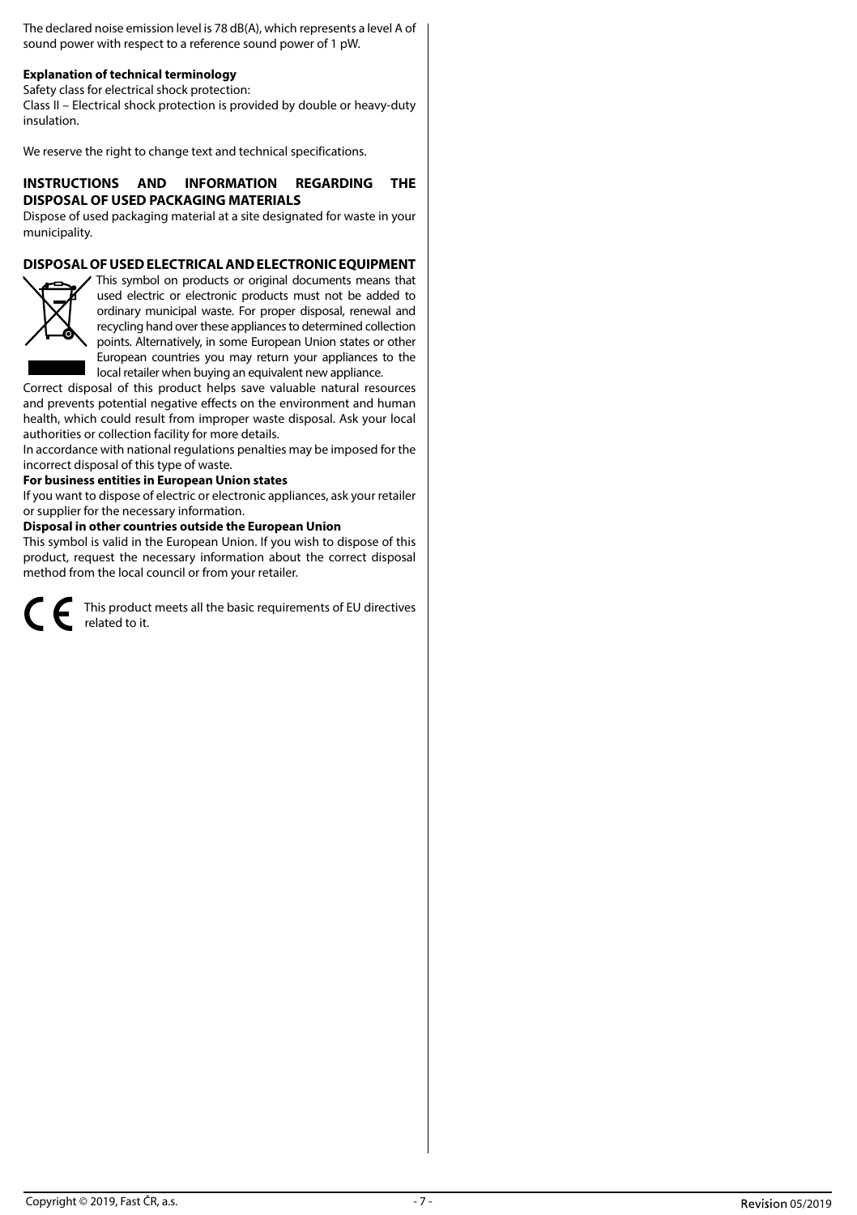The declared noise emission level is 78 dB(A), which represents a level A of sound power with respect to a reference sound power of 1 pW.

**Explanation of technical terminology**

Safety class for electrical shock protection:

Class II – Electrical shock protection is provided by double or heavy-duty insulation.

We reserve the right to change text and technical specifications.

## INSTRUCTIONS AND INFORMATION REGARDING THE DISPOSAL OF USED PACKAGING MATERIALS

Dispose of used packaging material at a site designated for waste in your municipality.

## DISPOSAL OF USED ELECTRICAL AND ELECTRONIC EQUIPMENT

This symbol on products or original documents means that used electric or electronic products must not be added to ordinary municipal waste. For proper disposal, renewal and recycling hand over these appliances to determined collection points. Alternatively, in some European Union states or other European countries you may return your appliances to the local retailer when buying an equivalent new appliance.

Correct disposal of this product helps save valuable natural resources and prevents potential negative effects on the environment and human health, which could result from improper waste disposal. Ask your local authorities or collection facility for more details.

In accordance with national regulations penalties may be imposed for the incorrect disposal of this type of waste.

**For business entities in European Union states**

If you want to dispose of electric or electronic appliances, ask your retailer or supplier for the necessary information.

**Disposal in other countries outside the European Union**

This symbol is valid in the European Union. If you wish to dispose of this product, request the necessary information about the correct disposal method from the local council or from your retailer.

CE This product meets all the basic requirements of EU directives related to it.

Copyright © 2019, Fast ČR, a.s. Revision 05/2019